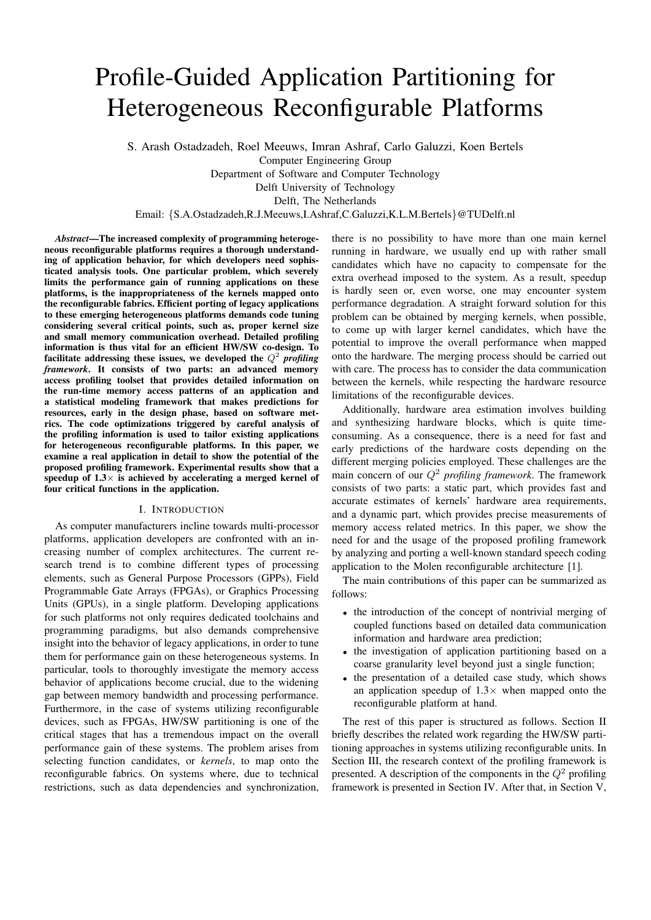# Profile-Guided Application Partitioning for Heterogeneous Reconfigurable Platforms

S. Arash Ostadzadeh, Roel Meeuws, Imran Ashraf, Carlo Galuzzi, Koen Bertels

Computer Engineering Group

Department of Software and Computer Technology

Delft University of Technology

Delft, The Netherlands

Email: {S.A.Ostadzadeh,R.J.Meeuws,I.Ashraf,C.Galuzzi,K.L.M.Bertels}@TUDelft.nl

***Abstract*—The increased complexity of programming heterogeneous reconfigurable platforms requires a thorough understanding of application behavior, for which developers need sophisticated analysis tools. One particular problem, which severely limits the performance gain of running applications on these platforms, is the inappropriateness of the kernels mapped onto the reconfigurable fabrics. Efficient porting of legacy applications to these emerging heterogeneous platforms demands code tuning considering several critical points, such as, proper kernel size and small memory communication overhead. Detailed profiling information is thus vital for an efficient HW/SW co-design. To facilitate addressing these issues, we developed the $Q^2$ *profiling framework*. It consists of two parts: an advanced memory access profiling toolset that provides detailed information on the run-time memory access patterns of an application and a statistical modeling framework that makes predictions for resources, early in the design phase, based on software metrics. The code optimizations triggered by careful analysis of the profiling information is used to tailor existing applications for heterogeneous reconfigurable platforms. In this paper, we examine a real application in detail to show the potential of the proposed profiling framework. Experimental results show that a speedup of 1.3× is achieved by accelerating a merged kernel of four critical functions in the application.**

## I. Introduction

As computer manufacturers incline towards multi-processor platforms, application developers are confronted with an increasing number of complex architectures. The current research trend is to combine different types of processing elements, such as General Purpose Processors (GPPs), Field Programmable Gate Arrays (FPGAs), or Graphics Processing Units (GPUs), in a single platform. Developing applications for such platforms not only requires dedicated toolchains and programming paradigms, but also demands comprehensive insight into the behavior of legacy applications, in order to tune them for performance gain on these heterogeneous systems. In particular, tools to thoroughly investigate the memory access behavior of applications become crucial, due to the widening gap between memory bandwidth and processing performance. Furthermore, in the case of systems utilizing reconfigurable devices, such as FPGAs, HW/SW partitioning is one of the critical stages that has a tremendous impact on the overall performance gain of these systems. The problem arises from selecting function candidates, or *kernels*, to map onto the reconfigurable fabrics. On systems where, due to technical restrictions, such as data dependencies and synchronization, there is no possibility to have more than one main kernel running in hardware, we usually end up with rather small candidates which have no capacity to compensate for the extra overhead imposed to the system. As a result, speedup is hardly seen or, even worse, one may encounter system performance degradation. A straight forward solution for this problem can be obtained by merging kernels, when possible, to come up with larger kernel candidates, which have the potential to improve the overall performance when mapped onto the hardware. The merging process should be carried out with care. The process has to consider the data communication between the kernels, while respecting the hardware resource limitations of the reconfigurable devices.

Additionally, hardware area estimation involves building and synthesizing hardware blocks, which is quite time-consuming. As a consequence, there is a need for fast and early predictions of the hardware costs depending on the different merging policies employed. These challenges are the main concern of our $Q^2$ *profiling framework*. The framework consists of two parts: a static part, which provides fast and accurate estimates of kernels' hardware area requirements, and a dynamic part, which provides precise measurements of memory access related metrics. In this paper, we show the need for and the usage of the proposed profiling framework by analyzing and porting a well-known standard speech coding application to the Molen reconfigurable architecture [1].

The main contributions of this paper can be summarized as follows:

- the introduction of the concept of nontrivial merging of coupled functions based on detailed data communication information and hardware area prediction;
- the investigation of application partitioning based on a coarse granularity level beyond just a single function;
- the presentation of a detailed case study, which shows an application speedup of 1.3× when mapped onto the reconfigurable platform at hand.

The rest of this paper is structured as follows. Section II briefly describes the related work regarding the HW/SW partitioning approaches in systems utilizing reconfigurable units. In Section III, the research context of the profiling framework is presented. A description of the components in the $Q^2$ profiling framework is presented in Section IV. After that, in Section V,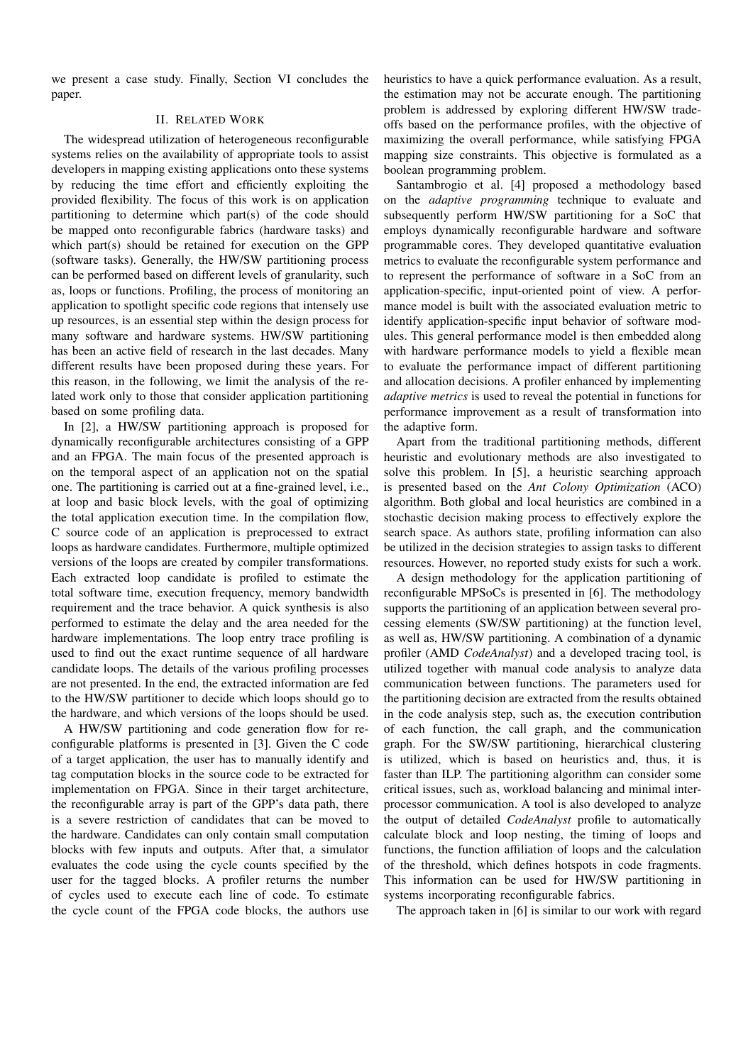we present a case study. Finally, Section VI concludes the paper.

## II. Related Work

The widespread utilization of heterogeneous reconfigurable systems relies on the availability of appropriate tools to assist developers in mapping existing applications onto these systems by reducing the time effort and efficiently exploiting the provided flexibility. The focus of this work is on application partitioning to determine which part(s) of the code should be mapped onto reconfigurable fabrics (hardware tasks) and which part(s) should be retained for execution on the GPP (software tasks). Generally, the HW/SW partitioning process can be performed based on different levels of granularity, such as, loops or functions. Profiling, the process of monitoring an application to spotlight specific code regions that intensely use up resources, is an essential step within the design process for many software and hardware systems. HW/SW partitioning has been an active field of research in the last decades. Many different results have been proposed during these years. For this reason, in the following, we limit the analysis of the related work only to those that consider application partitioning based on some profiling data.

In [2], a HW/SW partitioning approach is proposed for dynamically reconfigurable architectures consisting of a GPP and an FPGA. The main focus of the presented approach is on the temporal aspect of an application not on the spatial one. The partitioning is carried out at a fine-grained level, i.e., at loop and basic block levels, with the goal of optimizing the total application execution time. In the compilation flow, C source code of an application is preprocessed to extract loops as hardware candidates. Furthermore, multiple optimized versions of the loops are created by compiler transformations. Each extracted loop candidate is profiled to estimate the total software time, execution frequency, memory bandwidth requirement and the trace behavior. A quick synthesis is also performed to estimate the delay and the area needed for the hardware implementations. The loop entry trace profiling is used to find out the exact runtime sequence of all hardware candidate loops. The details of the various profiling processes are not presented. In the end, the extracted information are fed to the HW/SW partitioner to decide which loops should go to the hardware, and which versions of the loops should be used.

A HW/SW partitioning and code generation flow for reconfigurable platforms is presented in [3]. Given the C code of a target application, the user has to manually identify and tag computation blocks in the source code to be extracted for implementation on FPGA. Since in their target architecture, the reconfigurable array is part of the GPP's data path, there is a severe restriction of candidates that can be moved to the hardware. Candidates can only contain small computation blocks with few inputs and outputs. After that, a simulator evaluates the code using the cycle counts specified by the user for the tagged blocks. A profiler returns the number of cycles used to execute each line of code. To estimate the cycle count of the FPGA code blocks, the authors use heuristics to have a quick performance evaluation. As a result, the estimation may not be accurate enough. The partitioning problem is addressed by exploring different HW/SW tradeoffs based on the performance profiles, with the objective of maximizing the overall performance, while satisfying FPGA mapping size constraints. This objective is formulated as a boolean programming problem.

Santambrogio et al. [4] proposed a methodology based on the *adaptive programming* technique to evaluate and subsequently perform HW/SW partitioning for a SoC that employs dynamically reconfigurable hardware and software programmable cores. They developed quantitative evaluation metrics to evaluate the reconfigurable system performance and to represent the performance of software in a SoC from an application-specific, input-oriented point of view. A performance model is built with the associated evaluation metric to identify application-specific input behavior of software modules. This general performance model is then embedded along with hardware performance models to yield a flexible mean to evaluate the performance impact of different partitioning and allocation decisions. A profiler enhanced by implementing *adaptive metrics* is used to reveal the potential in functions for performance improvement as a result of transformation into the adaptive form.

Apart from the traditional partitioning methods, different heuristic and evolutionary methods are also investigated to solve this problem. In [5], a heuristic searching approach is presented based on the *Ant Colony Optimization* (ACO) algorithm. Both global and local heuristics are combined in a stochastic decision making process to effectively explore the search space. As authors state, profiling information can also be utilized in the decision strategies to assign tasks to different resources. However, no reported study exists for such a work.

A design methodology for the application partitioning of reconfigurable MPSoCs is presented in [6]. The methodology supports the partitioning of an application between several processing elements (SW/SW partitioning) at the function level, as well as, HW/SW partitioning. A combination of a dynamic profiler (AMD *CodeAnalyst*) and a developed tracing tool, is utilized together with manual code analysis to analyze data communication between functions. The parameters used for the partitioning decision are extracted from the results obtained in the code analysis step, such as, the execution contribution of each function, the call graph, and the communication graph. For the SW/SW partitioning, hierarchical clustering is utilized, which is based on heuristics and, thus, it is faster than ILP. The partitioning algorithm can consider some critical issues, such as, workload balancing and minimal interprocessor communication. A tool is also developed to analyze the output of detailed *CodeAnalyst* profile to automatically calculate block and loop nesting, the timing of loops and functions, the function affiliation of loops and the calculation of the threshold, which defines hotspots in code fragments. This information can be used for HW/SW partitioning in systems incorporating reconfigurable fabrics.

The approach taken in [6] is similar to our work with regard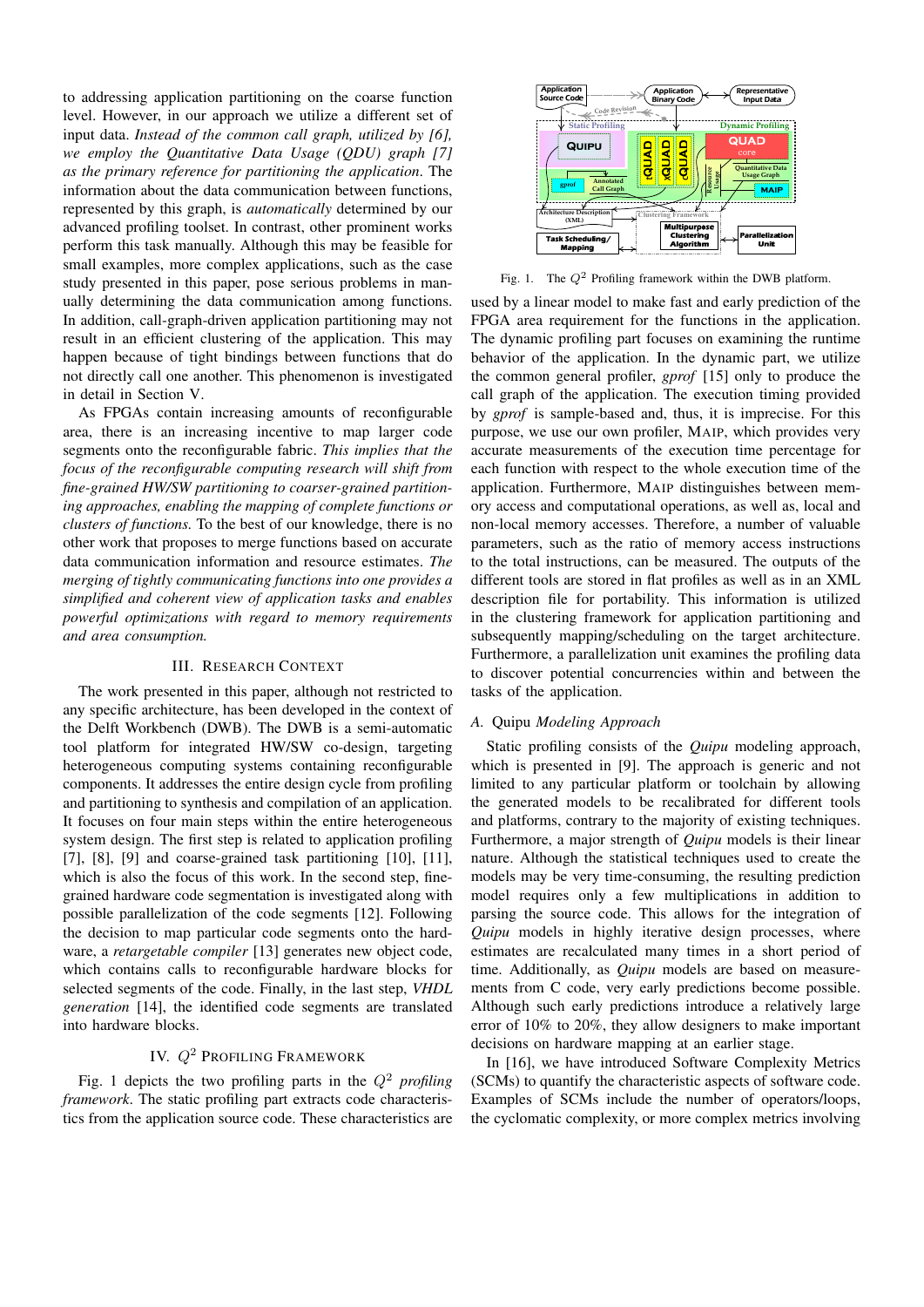to addressing application partitioning on the coarse function level. However, in our approach we utilize a different set of input data. *Instead of the common call graph, utilized by [6], we employ the Quantitative Data Usage (QDU) graph [7] as the primary reference for partitioning the application*. The information about the data communication between functions, represented by this graph, is *automatically* determined by our advanced profiling toolset. In contrast, other prominent works perform this task manually. Although this may be feasible for small examples, more complex applications, such as the case study presented in this paper, pose serious problems in manually determining the data communication among functions. In addition, call-graph-driven application partitioning may not result in an efficient clustering of the application. This may happen because of tight bindings between functions that do not directly call one another. This phenomenon is investigated in detail in Section V.

As FPGAs contain increasing amounts of reconfigurable area, there is an increasing incentive to map larger code segments onto the reconfigurable fabric. *This implies that the focus of the reconfigurable computing research will shift from fine-grained HW/SW partitioning to coarser-grained partitioning approaches, enabling the mapping of complete functions or clusters of functions.* To the best of our knowledge, there is no other work that proposes to merge functions based on accurate data communication information and resource estimates. *The merging of tightly communicating functions into one provides a simplified and coherent view of application tasks and enables powerful optimizations with regard to memory requirements and area consumption.*

## III. Research Context

The work presented in this paper, although not restricted to any specific architecture, has been developed in the context of the Delft Workbench (DWB). The DWB is a semi-automatic tool platform for integrated HW/SW co-design, targeting heterogeneous computing systems containing reconfigurable components. It addresses the entire design cycle from profiling and partitioning to synthesis and compilation of an application. It focuses on four main steps within the entire heterogeneous system design. The first step is related to application profiling [7], [8], [9] and coarse-grained task partitioning [10], [11], which is also the focus of this work. In the second step, fine-grained hardware code segmentation is investigated along with possible parallelization of the code segments [12]. Following the decision to map particular code segments onto the hardware, a *retargetable compiler* [13] generates new object code, which contains calls to reconfigurable hardware blocks for selected segments of the code. Finally, in the last step, *VHDL generation* [14], the identified code segments are translated into hardware blocks.

## IV. $Q^2$ Profiling Framework

Fig. 1 depicts the two profiling parts in the $Q^2$ *profiling framework*. The static profiling part extracts code characteristics from the application source code. These characteristics are used by a linear model to make fast and early prediction of the FPGA area requirement for the functions in the application. The dynamic profiling part focuses on examining the runtime behavior of the application. In the dynamic part, we utilize the common general profiler, *gprof* [15] only to produce the call graph of the application. The execution timing provided by *gprof* is sample-based and, thus, it is imprecise. For this purpose, we use our own profiler, MAIP, which provides very accurate measurements of the execution time percentage for each function with respect to the whole execution time of the application. Furthermore, MAIP distinguishes between memory access and computational operations, as well as, local and non-local memory accesses. Therefore, a number of valuable parameters, such as the ratio of memory access instructions to the total instructions, can be measured. The outputs of the different tools are stored in flat profiles as well as in an XML description file for portability. This information is utilized in the clustering framework for application partitioning and subsequently mapping/scheduling on the target architecture. Furthermore, a parallelization unit examines the profiling data to discover potential concurrencies within and between the tasks of the application.

Application Source Code
Application Binary Code
Representative Input Data
Code Revision
Static Profiling
Dynamic Profiling
QUIPU
QUAD core
tQUAD
xQUAD
cQUAD
Resource Usage
Quantitative Data Usage Graph
gprof
Annotated Call Graph
MAIP
Architecture Description (XML)
Clustering Framework
Task Scheduling/ Mapping
Multipurpose Clustering Algorithm
Parallelization Unit

Fig. 1. The $Q^2$ Profiling framework within the DWB platform.

### A. Quipu *Modeling Approach*

Static profiling consists of the *Quipu* modeling approach, which is presented in [9]. The approach is generic and not limited to any particular platform or toolchain by allowing the generated models to be recalibrated for different tools and platforms, contrary to the majority of existing techniques. Furthermore, a major strength of *Quipu* models is their linear nature. Although the statistical techniques used to create the models may be very time-consuming, the resulting prediction model requires only a few multiplications in addition to parsing the source code. This allows for the integration of *Quipu* models in highly iterative design processes, where estimates are recalculated many times in a short period of time. Additionally, as *Quipu* models are based on measurements from C code, very early predictions become possible. Although such early predictions introduce a relatively large error of 10% to 20%, they allow designers to make important decisions on hardware mapping at an earlier stage.

In [16], we have introduced Software Complexity Metrics (SCMs) to quantify the characteristic aspects of software code. Examples of SCMs include the number of operators/loops, the cyclomatic complexity, or more complex metrics involving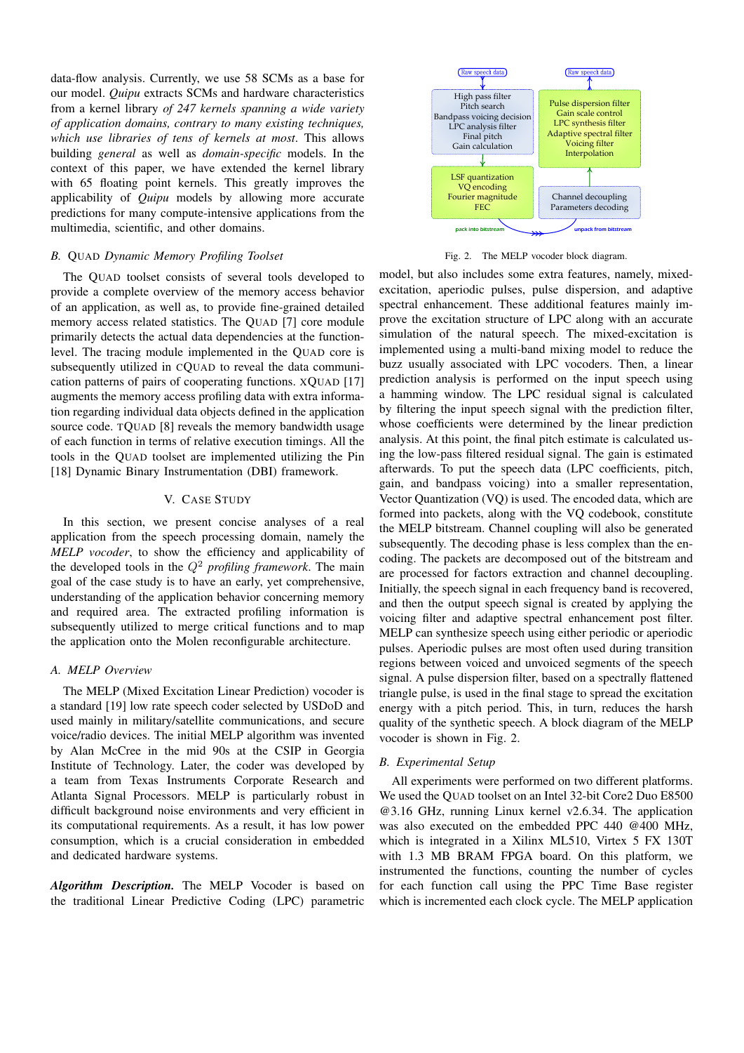data-flow analysis. Currently, we use 58 SCMs as a base for our model. *Quipu* extracts SCMs and hardware characteristics from a kernel library *of 247 kernels spanning a wide variety of application domains, contrary to many existing techniques, which use libraries of tens of kernels at most*. This allows building *general* as well as *domain-specific* models. In the context of this paper, we have extended the kernel library with 65 floating point kernels. This greatly improves the applicability of *Quipu* models by allowing more accurate predictions for many compute-intensive applications from the multimedia, scientific, and other domains.

### B. QUAD Dynamic Memory Profiling Toolset

The QUAD toolset consists of several tools developed to provide a complete overview of the memory access behavior of an application, as well as, to provide fine-grained detailed memory access related statistics. The QUAD [7] core module primarily detects the actual data dependencies at the function-level. The tracing module implemented in the QUAD core is subsequently utilized in CQUAD to reveal the data communication patterns of pairs of cooperating functions. XQUAD [17] augments the memory access profiling data with extra information regarding individual data objects defined in the application source code. TQUAD [8] reveals the memory bandwidth usage of each function in terms of relative execution timings. All the tools in the QUAD toolset are implemented utilizing the Pin [18] Dynamic Binary Instrumentation (DBI) framework.

## V. Case Study

In this section, we present concise analyses of a real application from the speech processing domain, namely the *MELP vocoder*, to show the efficiency and applicability of the developed tools in the $Q^2$ *profiling framework*. The main goal of the case study is to have an early, yet comprehensive, understanding of the application behavior concerning memory and required area. The extracted profiling information is subsequently utilized to merge critical functions and to map the application onto the Molen reconfigurable architecture.

### A. MELP Overview

The MELP (Mixed Excitation Linear Prediction) vocoder is a standard [19] low rate speech coder selected by USDoD and used mainly in military/satellite communications, and secure voice/radio devices. The initial MELP algorithm was invented by Alan McCree in the mid 90s at the CSIP in Georgia Institute of Technology. Later, the coder was developed by a team from Texas Instruments Corporate Research and Atlanta Signal Processors. MELP is particularly robust in difficult background noise environments and very efficient in its computational requirements. As a result, it has low power consumption, which is a crucial consideration in embedded and dedicated hardware systems.

***Algorithm Description.*** The MELP Vocoder is based on the traditional Linear Predictive Coding (LPC) parametric model, but also includes some extra features, namely, mixed-excitation, aperiodic pulses, pulse dispersion, and adaptive spectral enhancement. These additional features mainly improve the excitation structure of LPC along with an accurate simulation of the natural speech. The mixed-excitation is implemented using a multi-band mixing model to reduce the buzz usually associated with LPC vocoders. Then, a linear prediction analysis is performed on the input speech using a hamming window. The LPC residual signal is calculated by filtering the input speech signal with the prediction filter, whose coefficients were determined by the linear prediction analysis. At this point, the final pitch estimate is calculated using the low-pass filtered residual signal. The gain is estimated afterwards. To put the speech data (LPC coefficients, pitch, gain, and bandpass voicing) into a smaller representation, Vector Quantization (VQ) is used. The encoded data, which are formed into packets, along with the VQ codebook, constitute the MELP bitstream. Channel coupling will also be generated subsequently. The decoding phase is less complex than the encoding. The packets are decomposed out of the bitstream and are processed for factors extraction and channel decoupling. Initially, the speech signal in each frequency band is recovered, and then the output speech signal is created by applying the voicing filter and adaptive spectral enhancement post filter. MELP can synthesize speech using either periodic or aperiodic pulses. Aperiodic pulses are most often used during transition regions between voiced and unvoiced segments of the speech signal. A pulse dispersion filter, based on a spectrally flattened triangle pulse, is used in the final stage to spread the excitation energy with a pitch period. This, in turn, reduces the harsh quality of the synthetic speech. A block diagram of the MELP vocoder is shown in Fig. 2.

Raw speech data

High pass filter
Pitch search
Bandpass voicing decision
LPC analysis filter
Final pitch
Gain calculation

LSF quantization
VQ encoding
Fourier magnitude
FEC

pack into bitstream

Raw speech data

Pulse dispersion filter
Gain scale control
LPC synthesis filter
Adaptive spectral filter
Voicing filter
Interpolation

Channel decoupling
Parameters decoding

unpack from bitstream

Fig. 2. The MELP vocoder block diagram.

### B. Experimental Setup

All experiments were performed on two different platforms. We used the QUAD toolset on an Intel 32-bit Core2 Duo E8500 @3.16 GHz, running Linux kernel v2.6.34. The application was also executed on the embedded PPC 440 @400 MHz, which is integrated in a Xilinx ML510, Virtex 5 FX 130T with 1.3 MB BRAM FPGA board. On this platform, we instrumented the functions, counting the number of cycles for each function call using the PPC Time Base register which is incremented each clock cycle. The MELP application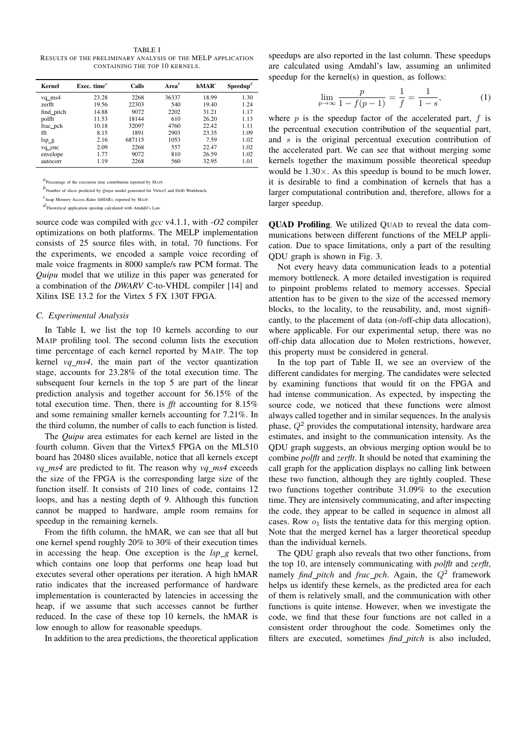TABLE I
RESULTS OF THE PRELIMINARY ANALYSIS OF THE MELP APPLICATION CONTAINING THE TOP 10 KERNELS.

| Kernel | Exec. time[a] | Calls | Area[b] | hMAR[c] | Speedup[d] |
|---|---|---|---|---|---|
| vq_ms4 | 23.28 | 2268 | 36337 | 18.99 | 1.30 |
| zerflt | 19.56 | 22303 | 540 | 19.40 | 1.24 |
| find_pitch | 14.88 | 9072 | 2202 | 31.21 | 1.17 |
| polflt | 11.53 | 18144 | 610 | 26.20 | 1.13 |
| frac_pch | 10.18 | 32097 | 4760 | 22.42 | 1.11 |
| fft | 8.15 | 1891 | 2903 | 23.35 | 1.09 |
| lsp_g | 2.16 | 687115 | 1053 | 7.59 | 1.02 |
| vq_enc | 2.09 | 2268 | 557 | 22.47 | 1.02 |
| envelope | 1.77 | 9072 | 810 | 26.59 | 1.02 |
| autocorr | 1.19 | 2268 | 560 | 32.95 | 1.01 |

[a] Percentage of the execution time contribution reported by MAIP.

[b] Number of slices predicted by *Quipu* model generated for Virtex5 and Delft Workbench.

[c] heap Memory Access Ratio (hMAR), reported by MAIP.

[d] Theoretical application speedup calculated with Amdahl's Law.

source code was compiled with *gcc* v4.1.1, with *-O2* compiler optimizations on both platforms. The MELP implementation consists of 25 source files with, in total, 70 functions. For the experiments, we encoded a sample voice recording of male voice fragments in 8000 sample/s raw PCM format. The *Quipu* model that we utilize in this paper was generated for a combination of the *DWARV* C-to-VHDL compiler [14] and Xilinx ISE 13.2 for the Virtex 5 FX 130T FPGA.

### C. Experimental Analysis

In Table I, we list the top 10 kernels according to our MAIP profiling tool. The second column lists the execution time percentage of each kernel reported by MAIP. The top kernel *vq_ms4*, the main part of the vector quantization stage, accounts for 23.28% of the total execution time. The subsequent four kernels in the top 5 are part of the linear prediction analysis and together account for 56.15% of the total execution time. Then, there is *fft* accounting for 8.15% and some remaining smaller kernels accounting for 7.21%. In the third column, the number of calls to each function is listed.

The *Quipu* area estimates for each kernel are listed in the fourth column. Given that the Virtex5 FPGA on the ML510 board has 20480 slices available, notice that all kernels except *vq_ms4* are predicted to fit. The reason why *vq_ms4* exceeds the size of the FPGA is the corresponding large size of the function itself. It consists of 210 lines of code, contains 12 loops, and has a nesting depth of 9. Although this function cannot be mapped to hardware, ample room remains for speedup in the remaining kernels.

From the fifth column, the hMAR, we can see that all but one kernel spend roughly 20% to 30% of their execution times in accessing the heap. One exception is the *lsp_g* kernel, which contains one loop that performs one heap load but executes several other operations per iteration. A high hMAR ratio indicates that the increased performance of hardware implementation is counteracted by latencies in accessing the heap, if we assume that such accesses cannot be further reduced. In the case of these top 10 kernels, the hMAR is low enough to allow for reasonable speedups.

In addition to the area predictions, the theoretical application speedups are also reported in the last column. These speedups are calculated using Amdahl's law, assuming an unlimited speedup for the kernel(s) in question, as follows:

$$\lim_{p \to \infty} \frac{p}{1 - f(p-1)} = \frac{1}{f} = \frac{1}{1-s}, \tag{1}$$

where $p$ is the speedup factor of the accelerated part, $f$ is the percentual execution contribution of the sequential part, and $s$ is the original percentual execution contribution of the accelerated part. We can see that without merging some kernels together the maximum possible theoretical speedup would be 1.30×. As this speedup is bound to be much lower, it is desirable to find a combination of kernels that has a larger computational contribution and, therefore, allows for a larger speedup.

**QUAD Profiling**. We utilized QUAD to reveal the data communications between different functions of the MELP application. Due to space limitations, only a part of the resulting QDU graph is shown in Fig. 3.

Not every heavy data communication leads to a potential memory bottleneck. A more detailed investigation is required to pinpoint problems related to memory accesses. Special attention has to be given to the size of the accessed memory blocks, to the locality, to the reusability, and, most significantly, to the placement of data (on-/off-chip data allocation), where applicable. For our experimental setup, there was no off-chip data allocation due to Molen restrictions, however, this property must be considered in general.

In the top part of Table II, we see an overview of the different candidates for merging. The candidates were selected by examining functions that would fit on the FPGA and had intense communication. As expected, by inspecting the source code, we noticed that these functions were almost always called together and in similar sequences. In the analysis phase, $Q^2$ provides the computational intensity, hardware area estimates, and insight to the communication intensity. As the QDU graph suggests, an obvious merging option would be to combine *polflt* and *zerflt*. It should be noted that examining the call graph for the application displays no calling link between these two function, although they are tightly coupled. These two functions together contribute 31.09% to the execution time. They are intensively communicating, and after inspecting the code, they appear to be called in sequence in almost all cases. Row $o_1$ lists the tentative data for this merging option. Note that the merged kernel has a larger theoretical speedup than the individual kernels.

The QDU graph also reveals that two other functions, from the top 10, are intensely communicating with *polflt* and *zerflt*, namely *find_pitch* and *frac_pch*. Again, the $Q^2$ framework helps us identify these kernels, as the predicted area for each of them is relatively small, and the communication with other functions is quite intense. However, when we investigate the code, we find that these four functions are not called in a consistent order throughout the code. Sometimes only the filters are executed, sometimes *find_pitch* is also included,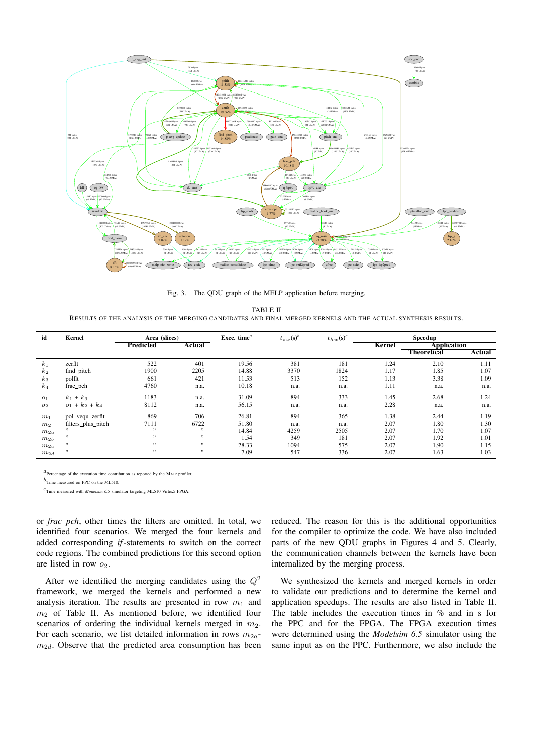Fig. 3. The QDU graph of the MELP application before merging.

TABLE II
RESULTS OF THE ANALYSIS OF THE MERGING CANDIDATES AND FINAL MERGED KERNELS AND THE ACTUAL SYNTHESIS RESULTS.

| id | Kernel | Area (slices) | | Exec. time[a] | $t_{sw}$(s)[b] | $t_{hw}$(s)[c] | Speedup | | |
|---|---|---|---|---|---|---|---|---|---|
| | | Predicted | Actual | | | | Kernel | Application | |
| | | | | | | | | Theoretical | Actual |
| $k_1$ | zerflt | 522 | 401 | 19.56 | 381 | 181 | 1.24 | 2.10 | 1.11 |
| $k_2$ | find_pitch | 1900 | 2205 | 14.88 | 3370 | 1824 | 1.17 | 1.85 | 1.07 |
| $k_3$ | polflt | 661 | 421 | 11.53 | 513 | 152 | 1.13 | 3.38 | 1.09 |
| $k_4$ | frac_pch | 4760 | n.a. | 10.18 | n.a. | n.a. | 1.11 | n.a. | n.a. |
| $o_1$ | $k_1$ + $k_3$ | 1183 | n.a. | 31.09 | 894 | 333 | 1.45 | 2.68 | 1.24 |
| $o_2$ | $o_1$ + $k_2$ + $k_4$ | 8112 | n.a. | 56.15 | n.a. | n.a. | 2.28 | n.a. | n.a. |
| $m_1$ | pol_vequ_zerflt | 869 | 706 | 26.81 | 894 | 365 | 1.38 | 2.44 | 1.19 |
| $m_2$ | filters_plus_pitch | 7111 | 6722 | 51.80 | n.a. | n.a. | 2.07 | 1.80 | 1.30 |
| $m_{2a}$ | ” | ” | ” | 14.84 | 4259 | 2505 | 2.07 | 1.70 | 1.07 |
| $m_{2b}$ | ” | ” | ” | 1.54 | 349 | 181 | 2.07 | 1.92 | 1.01 |
| $m_{2c}$ | ” | ” | ” | 28.33 | 1094 | 575 | 2.07 | 1.90 | 1.15 |
| $m_{2d}$ | ” | ” | ” | 7.09 | 547 | 336 | 2.07 | 1.63 | 1.03 |

[a]Percentage of the execution time contribution as reported by the MAIP profiler.

[b]Time measured on PPC on the ML510.

[c]Time measured with *Modelsim 6.5* simulator targeting ML510 Virtex5 FPGA.

or *frac_pch*, other times the filters are omitted. In total, we identified four scenarios. We merged the four kernels and added corresponding *if*-statements to switch on the correct code regions. The combined predictions for this second option are listed in row $o_2$.

After we identified the merging candidates using the $Q^2$ framework, we merged the kernels and performed a new analysis iteration. The results are presented in row $m_1$ and $m_2$ of Table II. As mentioned before, we identified four scenarios of ordering the individual kernels merged in $m_2$. For each scenario, we list detailed information in rows $m_{2a}$-$m_{2d}$. Observe that the predicted area consumption has been reduced. The reason for this is the additional opportunities for the compiler to optimize the code. We have also included parts of the new QDU graphs in Figures 4 and 5. Clearly, the communication channels between the kernels have been internalized by the merging process.

We synthesized the kernels and merged kernels in order to validate our predictions and to determine the kernel and application speedups. The results are also listed in Table II. The table includes the execution times in % and in s for the PPC and for the FPGA. The FPGA execution times were determined using the *Modelsim 6.5* simulator using the same input as on the PPC. Furthermore, we also include the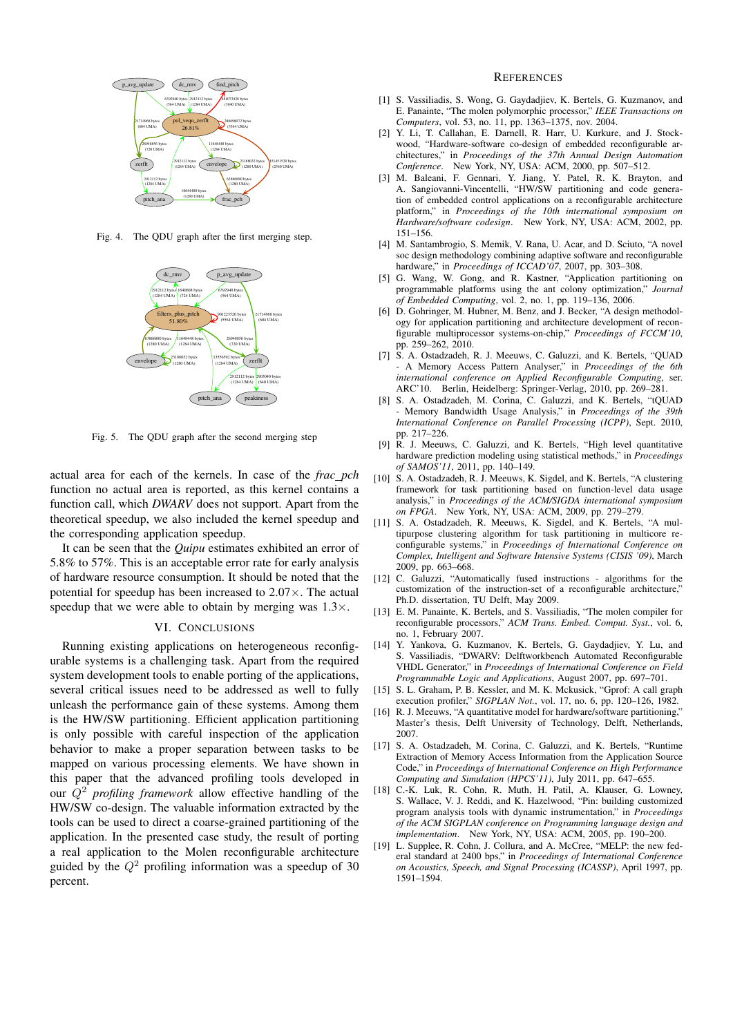p_avg_update
dc_rmv
find_pitch
pol_vequ_zerflt
26.81%
zerflt
envelope
pitch_ana
frac_pch

Fig. 4. The QDU graph after the first merging step.

dc_rmv
p_avg_update
filters_plus_pitch
51.80%
envelope
zerflt
pitch_ana
peakiness

Fig. 5. The QDU graph after the second merging step

actual area for each of the kernels. In case of the *frac_pch* function no actual area is reported, as this kernel contains a function call, which *DWARV* does not support. Apart from the theoretical speedup, we also included the kernel speedup and the corresponding application speedup.

It can be seen that the *Quipu* estimates exhibited an error of 5.8% to 57%. This is an acceptable error rate for early analysis of hardware resource consumption. It should be noted that the potential for speedup has been increased to 2.07×. The actual speedup that we were able to obtain by merging was 1.3×.

## VI. Conclusions

Running existing applications on heterogeneous reconfigurable systems is a challenging task. Apart from the required system development tools to enable porting of the applications, several critical issues need to be addressed as well to fully unleash the performance gain of these systems. Among them is the HW/SW partitioning. Efficient application partitioning is only possible with careful inspection of the application behavior to make a proper separation between tasks to be mapped on various processing elements. We have shown in this paper that the advanced profiling tools developed in our $Q^2$ *profiling framework* allow effective handling of the HW/SW co-design. The valuable information extracted by the tools can be used to direct a coarse-grained partitioning of the application. In the presented case study, the result of porting a real application to the Molen reconfigurable architecture guided by the $Q^2$ profiling information was a speedup of 30 percent.

## References

[1] S. Vassiliadis, S. Wong, G. Gaydadjiev, K. Bertels, G. Kuzmanov, and E. Panainte, "The molen polymorphic processor," *IEEE Transactions on Computers*, vol. 53, no. 11, pp. 1363–1375, nov. 2004.

[2] Y. Li, T. Callahan, E. Darnell, R. Harr, U. Kurkure, and J. Stockwood, "Hardware-software co-design of embedded reconfigurable architectures," in *Proceedings of the 37th Annual Design Automation Conference*. New York, NY, USA: ACM, 2000, pp. 507–512.

[3] M. Baleani, F. Gennari, Y. Jiang, Y. Patel, R. K. Brayton, and A. Sangiovanni-Vincentelli, "HW/SW partitioning and code generation of embedded control applications on a reconfigurable architecture platform," in *Proceedings of the 10th international symposium on Hardware/software codesign*. New York, NY, USA: ACM, 2002, pp. 151–156.

[4] M. Santambrogio, S. Memik, V. Rana, U. Acar, and D. Sciuto, "A novel soc design methodology combining adaptive software and reconfigurable hardware," in *Proceedings of ICCAD'07*, 2007, pp. 303–308.

[5] G. Wang, W. Gong, and R. Kastner, "Application partitioning on programmable platforms using the ant colony optimization," *Journal of Embedded Computing*, vol. 2, no. 1, pp. 119–136, 2006.

[6] D. Gohringer, M. Hubner, M. Benz, and J. Becker, "A design methodology for application partitioning and architecture development of reconfigurable multiprocessor systems-on-chip," *Proceedings of FCCM'10*, pp. 259–262, 2010.

[7] S. A. Ostadzadeh, R. J. Meeuws, C. Galuzzi, and K. Bertels, "QUAD - A Memory Access Pattern Analyser," in *Proceedings of the 6th international conference on Applied Reconfigurable Computing*, ser. ARC'10. Berlin, Heidelberg: Springer-Verlag, 2010, pp. 269–281.

[8] S. A. Ostadzadeh, M. Corina, C. Galuzzi, and K. Bertels, "tQUAD - Memory Bandwidth Usage Analysis," in *Proceedings of the 39th International Conference on Parallel Processing (ICPP)*, Sept. 2010, pp. 217–226.

[9] R. J. Meeuws, C. Galuzzi, and K. Bertels, "High level quantitative hardware prediction modeling using statistical methods," in *Proceedings of SAMOS'11*, 2011, pp. 140–149.

[10] S. A. Ostadzadeh, R. J. Meeuws, K. Sigdel, and K. Bertels, "A clustering framework for task partitioning based on function-level data usage analysis," in *Proceedings of the ACM/SIGDA international symposium on FPGA*. New York, NY, USA: ACM, 2009, pp. 279–279.

[11] S. A. Ostadzadeh, R. Meeuws, K. Sigdel, and K. Bertels, "A multipurpose clustering algorithm for task partitioning in multicore reconfigurable systems," in *Proceedings of International Conference on Complex, Intelligent and Software Intensive Systems (CISIS '09)*, March 2009, pp. 663–668.

[12] C. Galuzzi, "Automatically fused instructions - algorithms for the customization of the instruction-set of a reconfigurable architecture," Ph.D. dissertation, TU Delft, May 2009.

[13] E. M. Panainte, K. Bertels, and S. Vassiliadis, "The molen compiler for reconfigurable processors," *ACM Trans. Embed. Comput. Syst.*, vol. 6, no. 1, February 2007.

[14] Y. Yankova, G. Kuzmanov, K. Bertels, G. Gaydadjiev, Y. Lu, and S. Vassiliadis, "DWARV: Delftworkbench Automated Reconfigurable VHDL Generator," in *Proceedings of International Conference on Field Programmable Logic and Applications*, August 2007, pp. 697–701.

[15] S. L. Graham, P. B. Kessler, and M. K. Mckusick, "Gprof: A call graph execution profiler," *SIGPLAN Not.*, vol. 17, no. 6, pp. 120–126, 1982.

[16] R. J. Meeuws, "A quantitative model for hardware/software partitioning," Master's thesis, Delft University of Technology, Delft, Netherlands, 2007.

[17] S. A. Ostadzadeh, M. Corina, C. Galuzzi, and K. Bertels, "Runtime Extraction of Memory Access Information from the Application Source Code," in *Proceedings of International Conference on High Performance Computing and Simulation (HPCS'11)*, July 2011, pp. 647–655.

[18] C.-K. Luk, R. Cohn, R. Muth, H. Patil, A. Klauser, G. Lowney, S. Wallace, V. J. Reddi, and K. Hazelwood, "Pin: building customized program analysis tools with dynamic instrumentation," in *Proceedings of the ACM SIGPLAN conference on Programming language design and implementation*. New York, NY, USA: ACM, 2005, pp. 190–200.

[19] L. Supplee, R. Cohn, J. Collura, and A. McCree, "MELP: the new federal standard at 2400 bps," in *Proceedings of International Conference on Acoustics, Speech, and Signal Processing (ICASSP)*, April 1997, pp. 1591–1594.